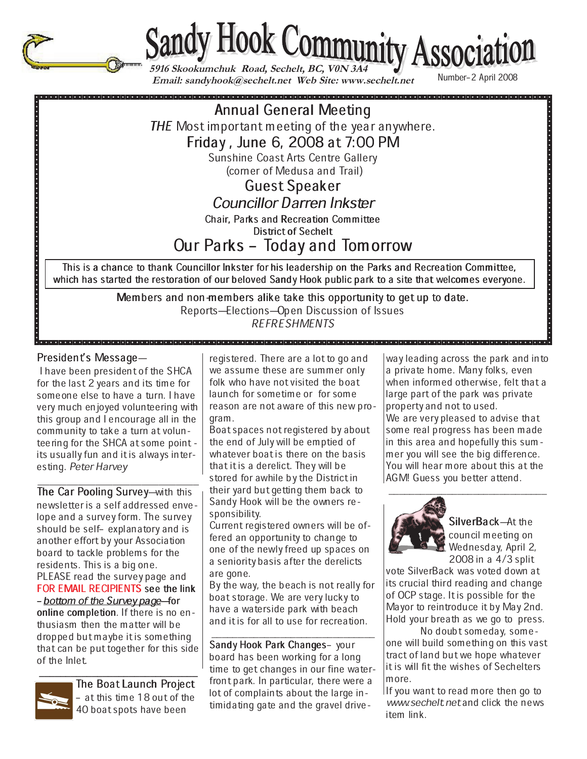# Sandy Hook Community Association

**5916 Skookumchuk Road, Sechelt, BC, V0N 3A4**
**Email: sandyhook@sechelt.net Web Site: www.sechelt.net**

Number–2 April 2008

## Annual General Meeting

*THE* Most important meeting of the year anywhere.

**Friday , June 6, 2008 at 7:00 PM**

Sunshine Coast Arts Centre Gallery
(corner of Medusa and Trail)

**Guest Speaker**

*Councillor Darren Inkster*

Chair, Parks and Recreation Committee
District of Sechelt

**Our Parks – Today and Tomorrow**

This is a chance to thank Councillor Inkster for his leadership on the Parks and Recreation Committee, which has started the restoration of our beloved Sandy Hook public park to a site that welcomes everyone.

Members and non-members alike take this opportunity to get up to date.
Reports—Elections—Open Discussion of Issues
*REFRESHMENTS*

**President's Message**— I have been president of the SHCA for the last 2 years and its time for someone else to have a turn. I have very much enjoyed volunteering with this group and I encourage all in the community to take a turn at volunteering for the SHCA at some point - its usually fun and it is always interesting. *Peter Harvey*

---

**The Car Pooling Survey**—with this newsletter is a self addressed envelope and a survey form. The survey should be self– explanatory and is another effort by your Association board to tackle problems for the residents. This is a big one. PLEASE read the survey page and FOR EMAIL RECIPIENTS **see the link** – *bottom of the Survey page*—**for online completion**. If there is no enthusiasm then the matter will be dropped but maybe it is something that can be put together for this side of the Inlet.

---

**The Boat Launch Project** – at this time 18 out of the 40 boat spots have been registered. There are a lot to go and we assume these are summer only folk who have not visited the boat launch for sometime or for some reason are not aware of this new program.

Boat spaces not registered by about the end of July will be emptied of whatever boat is there on the basis that it is a derelict. They will be stored for awhile by the District in their yard but getting them back to Sandy Hook will be the owners responsibility.

Current registered owners will be offered an opportunity to change to one of the newly freed up spaces on a seniority basis after the derelicts are gone.

By the way, the beach is not really for boat storage. We are very lucky to have a waterside park with beach and it is for all to use for recreation.

---

**Sandy Hook Park Changes**– your board has been working for a long time to get changes in our fine waterfront park. In particular, there were a lot of complaints about the large intimidating gate and the gravel driveway leading across the park and into a private home. Many folks, even when informed otherwise, felt that a large part of the park was private property and not to used.

We are very pleased to advise that some real progress has been made in this area and hopefully this summer you will see the big difference. You will hear more about this at the AGM! Guess you better attend.

---

**SilverBack**—At the council meeting on Wednesday, April 2, 2008 in a 4/3 split vote SilverBack was voted down at its crucial third reading and change of OCP stage. It is possible for the Mayor to reintroduce it by May 2nd. Hold your breath as we go to press.

No doubt someday, someone will build something on this vast tract of land but we hope whatever it is will fit the wishes of Sechelters more.

If you want to read more then go to *www.sechelt.net* and click the news item link.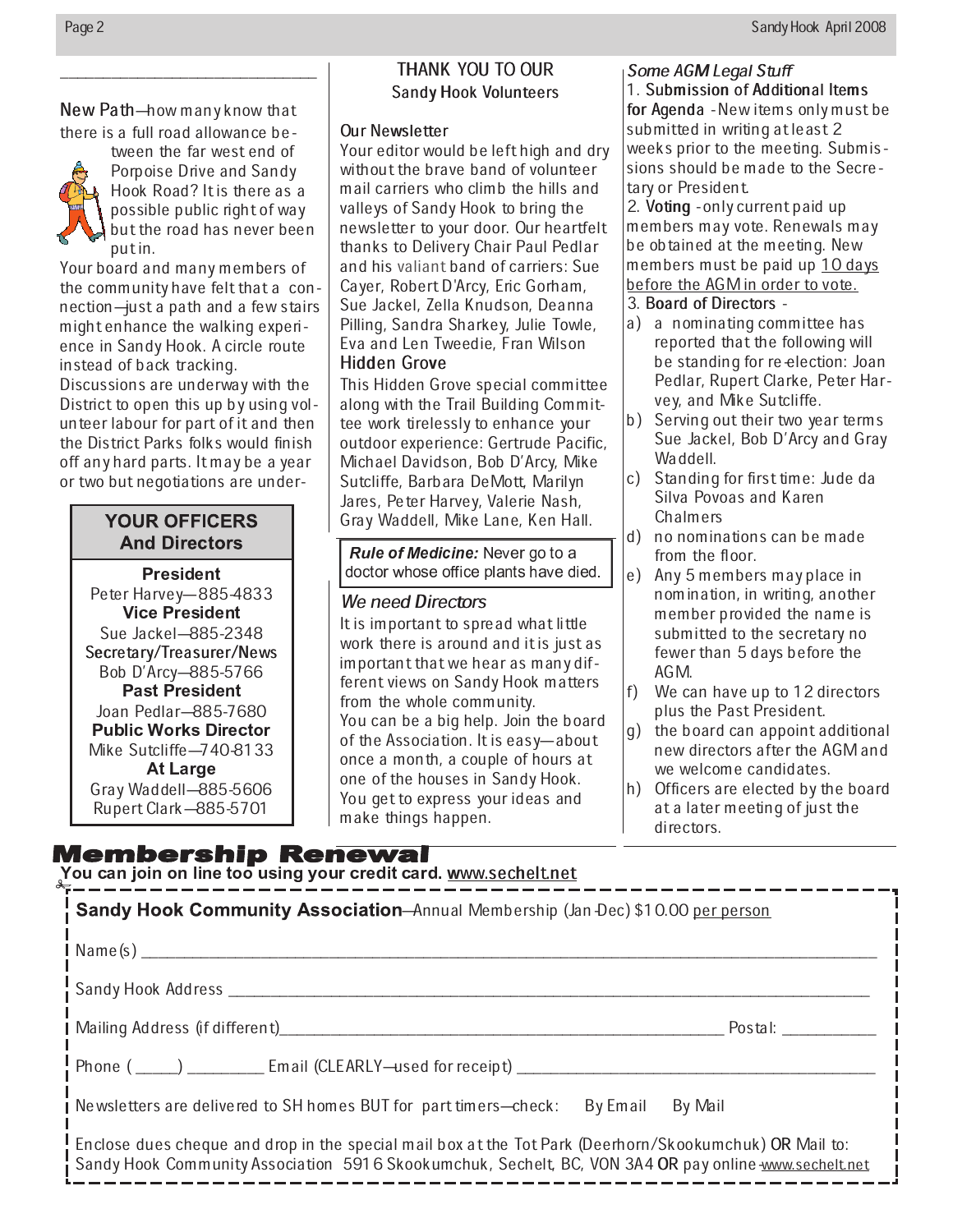**New Path**—how many know that there is a full road allowance between the far west end of Porpoise Drive and Sandy Hook Road? It is there as a possible public right of way but the road has never been put in.

Your board and many members of the community have felt that a connection—just a path and a few stairs might enhance the walking experience in Sandy Hook. A circle route instead of back tracking.

Discussions are underway with the District to open this up by using volunteer labour for part of it and then the District Parks folks would finish off any hard parts. It may be a year or two but negotiations are under-

## YOUR OFFICERS And Directors

**President**
Peter Harvey—885-4833

**Vice President**
Sue Jackel—885-2348

**Secretary/Treasurer/News**
Bob D'Arcy—885-5766

**Past President**
Joan Pedlar—885-7680

**Public Works Director**
Mike Sutcliffe—740-8133

**At Large**
Gray Waddell—885-5606
Rupert Clark—885-5701

## THANK YOU TO OUR Sandy Hook Volunteers

### Our Newsletter

Your editor would be left high and dry without the brave band of volunteer mail carriers who climb the hills and valleys of Sandy Hook to bring the newsletter to your door. Our heartfelt thanks to Delivery Chair Paul Pedlar and his valiant band of carriers: Sue Cayer, Robert D'Arcy, Eric Gorham, Sue Jackel, Zella Knudson, Deanna Pilling, Sandra Sharkey, Julie Towle, Eva and Len Tweedie, Fran Wilson

### Hidden Grove

This Hidden Grove special committee along with the Trail Building Committee work tirelessly to enhance your outdoor experience: Gertrude Pacific, Michael Davidson, Bob D'Arcy, Mike Sutcliffe, Barbara DeMott, Marilyn Jares, Peter Harvey, Valerie Nash, Gray Waddell, Mike Lane, Ken Hall.

> ***Rule of Medicine:*** Never go to a doctor whose office plants have died.

### *We need Directors*

It is important to spread what little work there is around and it is just as important that we hear as many different views on Sandy Hook matters from the whole community.

You can be a big help. Join the board of the Association. It is easy—about once a month, a couple of hours at one of the houses in Sandy Hook. You get to express your ideas and make things happen.

### *Some AGM Legal Stuff*

1. **Submission of Additional Items for Agenda** - New items only must be submitted in writing at least 2 weeks prior to the meeting. Submissions should be made to the Secretary or President.
2. **Voting** - only current paid up members may vote. Renewals may be obtained at the meeting. New members must be paid up 10 days before the AGM in order to vote.
3. **Board of Directors** -
   a) a nominating committee has reported that the following will be standing for re-election: Joan Pedlar, Rupert Clarke, Peter Harvey, and Mike Sutcliffe.
   b) Serving out their two year terms Sue Jackel, Bob D'Arcy and Gray Waddell.
   c) Standing for first time: Jude da Silva Povoas and Karen Chalmers
   d) no nominations can be made from the floor.
   e) Any 5 members may place in nomination, in writing, another member provided the name is submitted to the secretary no fewer than 5 days before the AGM.
   f) We can have up to 12 directors plus the Past President.
   g) the board can appoint additional new directors after the AGM and we welcome candidates.
   h) Officers are elected by the board at a later meeting of just the directors.

## Membership Renewal

**You can join on line too using your credit card. www.sechelt.net**

**Sandy Hook Community Association**—Annual Membership (Jan-Dec) $10.00 per person

Name(s) ____________________________________________

Sandy Hook Address ____________________________________________

Mailing Address (if different)______________________________ Postal: __________

Phone (_____) _________ Email (CLEARLY—used for receipt) ______________________________

Newsletters are delivered to SH homes BUT for part timers—check: By Email By Mail

Enclose dues cheque and drop in the special mail box at the Tot Park (Deerhorn/Skookumchuk) **OR** Mail to: Sandy Hook Community Association 5916 Skookumchuk, Sechelt, BC, V0N 3A4 **OR** pay online-www.sechelt.net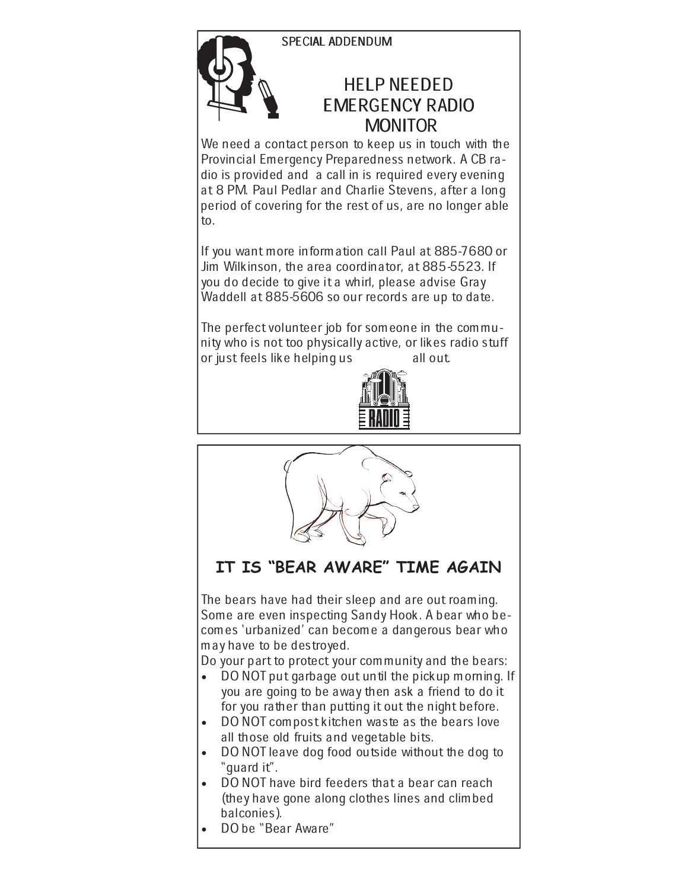SPECIAL ADDENDUM

# HELP NEEDED EMERGENCY RADIO MONITOR

We need a contact person to keep us in touch with the Provincial Emergency Preparedness network. A CB radio is provided and a call in is required every evening at 8 PM. Paul Pedlar and Charlie Stevens, after a long period of covering for the rest of us, are no longer able to.

If you want more information call Paul at 885-7680 or Jim Wilkinson, the area coordinator, at 885-5523. If you do decide to give it a whirl, please advise Gray Waddell at 885-5606 so our records are up to date.

The perfect volunteer job for someone in the community who is not too physically active, or likes radio stuff or just feels like helping us all out.

# IT IS "BEAR AWARE" TIME AGAIN

The bears have had their sleep and are out roaming. Some are even inspecting Sandy Hook. A bear who becomes 'urbanized' can become a dangerous bear who may have to be destroyed.

Do your part to protect your community and the bears:

- DO NOT put garbage out until the pickup morning. If you are going to be away then ask a friend to do it for you rather than putting it out the night before.
- DO NOT compost kitchen waste as the bears love all those old fruits and vegetable bits.
- DO NOT leave dog food outside without the dog to "guard it".
- DO NOT have bird feeders that a bear can reach (they have gone along clothes lines and climbed balconies).
- DO be "Bear Aware"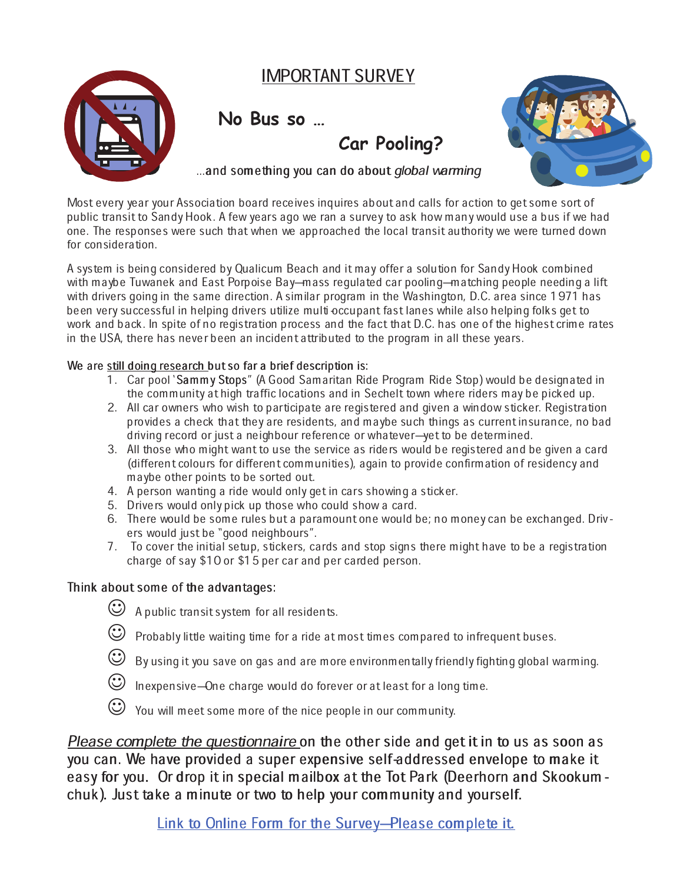# IMPORTANT SURVEY

## No Bus so ...

## Car Pooling?

...and something you can do about *global warming*

Most every year your Association board receives inquires about and calls for action to get some sort of public transit to Sandy Hook. A few years ago we ran a survey to ask how many would use a bus if we had one. The responses were such that when we approached the local transit authority we were turned down for consideration.

A system is being considered by Qualicum Beach and it may offer a solution for Sandy Hook combined with maybe Tuwanek and East Porpoise Bay—mass regulated car pooling—matching people needing a lift with drivers going in the same direction. A similar program in the Washington, D.C. area since 1971 has been very successful in helping drivers utilize multi-occupant fast lanes while also helping folks get to work and back. In spite of no registration process and the fact that D.C. has one of the highest crime rates in the USA, there has never been an incident attributed to the program in all these years.

We are <u>still doing research</u> but so far a brief description is:

1. Car pool `Sammy Stops" (A Good Samaritan Ride Program Ride Stop) would be designated in the community at high traffic locations and in Sechelt town where riders may be picked up.
2. All car owners who wish to participate are registered and given a window sticker. Registration provides a check that they are residents, and maybe such things as current insurance, no bad driving record or just a neighbour reference or whatever—yet to be determined.
3. All those who might want to use the service as riders would be registered and be given a card (different colours for different communities), again to provide confirmation of residency and maybe other points to be sorted out.
4. A person wanting a ride would only get in cars showing a sticker.
5. Drivers would only pick up those who could show a card.
6. There would be some rules but a paramount one would be; no money can be exchanged. Drivers would just be "good neighbours".
7. To cover the initial setup, stickers, cards and stop signs there might have to be a registration charge of say $10 or $15 per car and per carded person.

Think about some of the advantages:

- ☺ A public transit system for all residents.
- ☺ Probably little waiting time for a ride at most times compared to infrequent buses.
- ☺ By using it you save on gas and are more environmentally friendly fighting global warming.
- ☺ Inexpensive—One charge would do forever or at least for a long time.
- ☺ You will meet some more of the nice people in our community.

<u>*Please complete the questionnaire*</u> on the other side and get it in to us as soon as you can. We have provided a super expensive self-addressed envelope to make it easy for you. Or drop it in special mailbox at the Tot Park (Deerhorn and Skookumchuk). Just take a minute or two to help your community and yourself.

Link to Online Form for the Survey—Please complete it.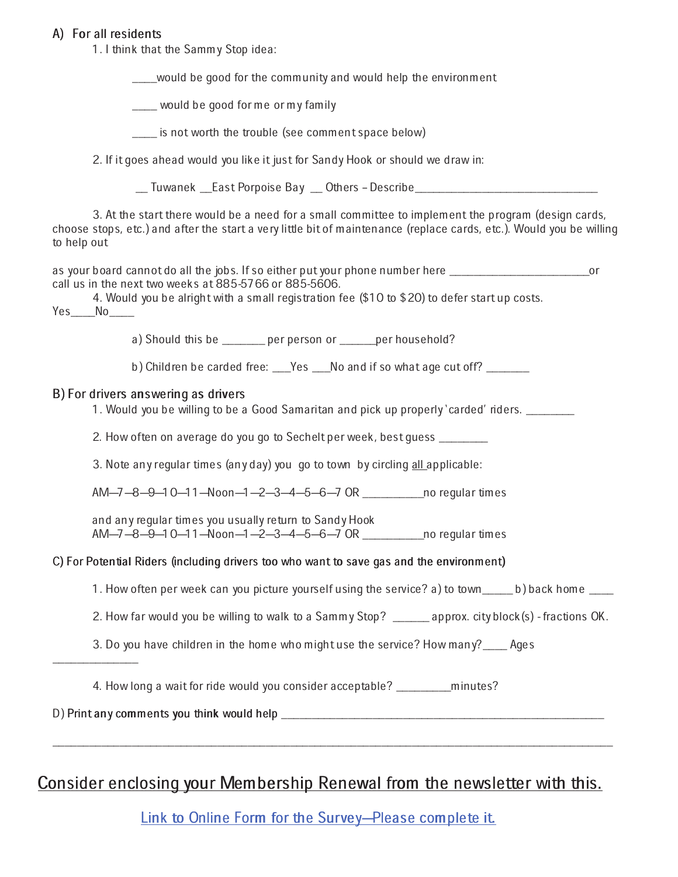A) For all residents

1. I think that the Sammy Stop idea:

____would be good for the community and would help the environment

____ would be good for me or my family

____ is not worth the trouble (see comment space below)

2. If it goes ahead would you like it just for Sandy Hook or should we draw in:

__ Tuwanek __East Porpoise Bay __ Others – Describe______________________________

3. At the start there would be a need for a small committee to implement the program (design cards, choose stops, etc.) and after the start a very little bit of maintenance (replace cards, etc.). Would you be willing to help out

as your board cannot do all the jobs. If so either put your phone number here ______________________or call us in the next two weeks at 885-5766 or 885-5606.

4. Would you be alright with a small registration fee ($10 to $20) to defer start up costs. Yes____No____

a) Should this be _______ per person or ______per household?

b) Children be carded free: ___Yes ___No and if so what age cut off? _______

B) For drivers answering as drivers

1. Would you be willing to be a Good Samaritan and pick up properly 'carded' riders. ________

2. How often on average do you go to Sechelt per week, best guess ________

3. Note any regular times (any day) you go to town by circling all applicable:

AM—7—8—9—10—11—Noon—1—2—3—4—5—6—7 OR __________no regular times

and any regular times you usually return to Sandy Hook
AM—7—8—9—10—11—Noon—1—2—3—4—5—6—7 OR __________no regular times

C) For Potential Riders (including drivers too who want to save gas and the environment)

1. How often per week can you picture yourself using the service? a) to town_____ b) back home ____

2. How far would you be willing to walk to a Sammy Stop? ______ approx. city block(s) - fractions OK.

3. Do you have children in the home who might use the service? How many?____ Ages ______________

4. How long a wait for ride would you consider acceptable? _________minutes?

D) Print any comments you think would help ______________________________________________________

______________________________________________________________________________________

Consider enclosing your Membership Renewal from the newsletter with this.

Link to Online Form for the Survey—Please complete it.